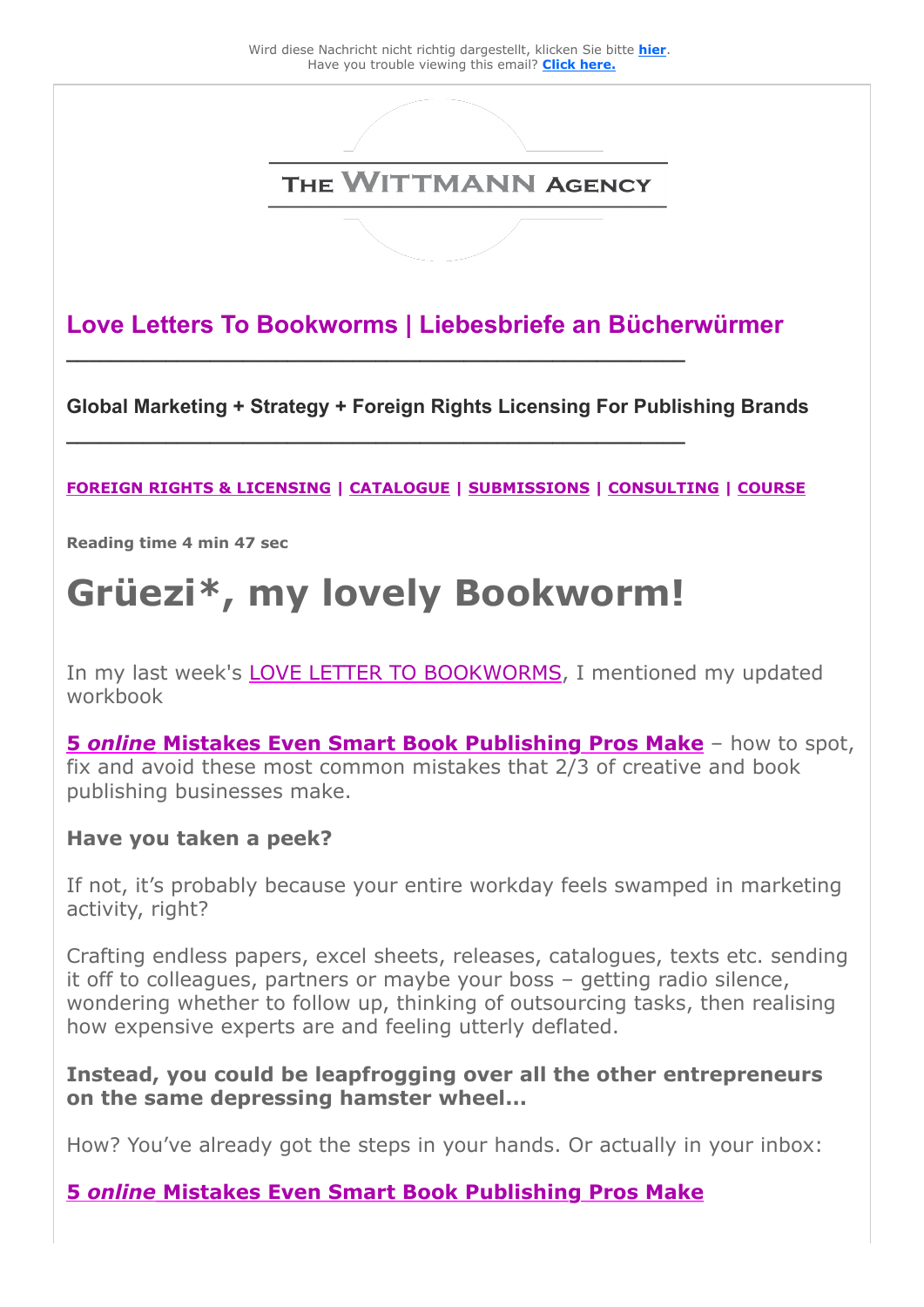Wird diese Nachricht nicht richtig dargestellt, klicken Sie bitte **hier**.
Have you trouble viewing this email? **Click here.**

THE WITTMANN AGENCY

## Love Letters To Bookworms | Liebesbriefe an Bücherwürmer

---

**Global Marketing + Strategy + Foreign Rights Licensing For Publishing Brands**

---

**FOREIGN RIGHTS & LICENSING** | **CATALOGUE** | **SUBMISSIONS** | **CONSULTING** | **COURSE**

**Reading time 4 min 47 sec**

# Grüezi*, my lovely Bookworm!

In my last week's LOVE LETTER TO BOOKWORMS, I mentioned my updated workbook

**5 *online* Mistakes Even Smart Book Publishing Pros Make** – how to spot, fix and avoid these most common mistakes that 2/3 of creative and book publishing businesses make.

**Have you taken a peek?**

If not, it's probably because your entire workday feels swamped in marketing activity, right?

Crafting endless papers, excel sheets, releases, catalogues, texts etc. sending it off to colleagues, partners or maybe your boss – getting radio silence, wondering whether to follow up, thinking of outsourcing tasks, then realising how expensive experts are and feeling utterly deflated.

**Instead, you could be leapfrogging over all the other entrepreneurs on the same depressing hamster wheel...**

How? You've already got the steps in your hands. Or actually in your inbox:

**5 *online* Mistakes Even Smart Book Publishing Pros Make**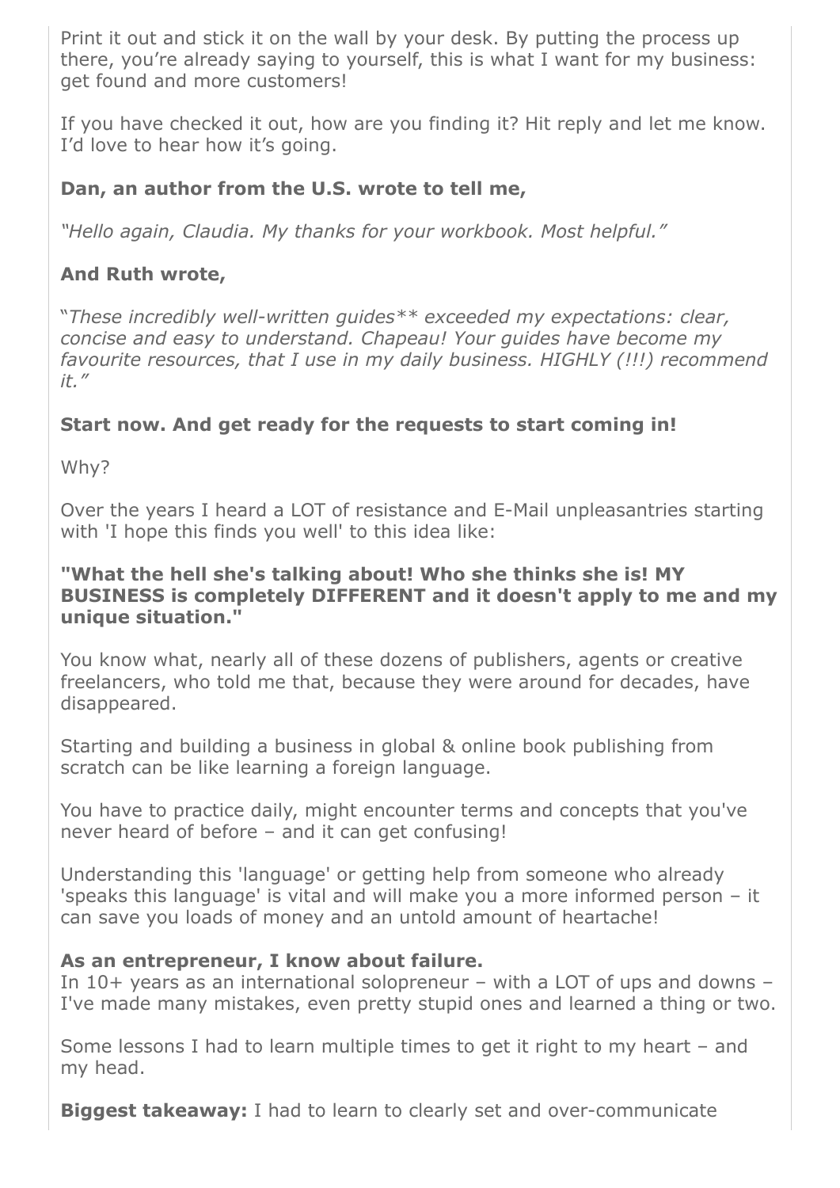Print it out and stick it on the wall by your desk. By putting the process up there, you're already saying to yourself, this is what I want for my business: get found and more customers!

If you have checked it out, how are you finding it? Hit reply and let me know. I'd love to hear how it's going.

**Dan, an author from the U.S. wrote to tell me,**

*"Hello again, Claudia. My thanks for your workbook. Most helpful."*

**And Ruth wrote,**

"*These incredibly well-written guides** exceeded my expectations: clear, concise and easy to understand. Chapeau! Your guides have become my favourite resources, that I use in my daily business. HIGHLY (!!!) recommend it."*

**Start now. And get ready for the requests to start coming in!**

Why?

Over the years I heard a LOT of resistance and E-Mail unpleasantries starting with 'I hope this finds you well' to this idea like:

**"What the hell she's talking about! Who she thinks she is! MY BUSINESS is completely DIFFERENT and it doesn't apply to me and my unique situation."**

You know what, nearly all of these dozens of publishers, agents or creative freelancers, who told me that, because they were around for decades, have disappeared.

Starting and building a business in global & online book publishing from scratch can be like learning a foreign language.

You have to practice daily, might encounter terms and concepts that you've never heard of before – and it can get confusing!

Understanding this 'language' or getting help from someone who already 'speaks this language' is vital and will make you a more informed person – it can save you loads of money and an untold amount of heartache!

**As an entrepreneur, I know about failure.**
In 10+ years as an international solopreneur – with a LOT of ups and downs – I've made many mistakes, even pretty stupid ones and learned a thing or two.

Some lessons I had to learn multiple times to get it right to my heart – and my head.

**Biggest takeaway:** I had to learn to clearly set and over-communicate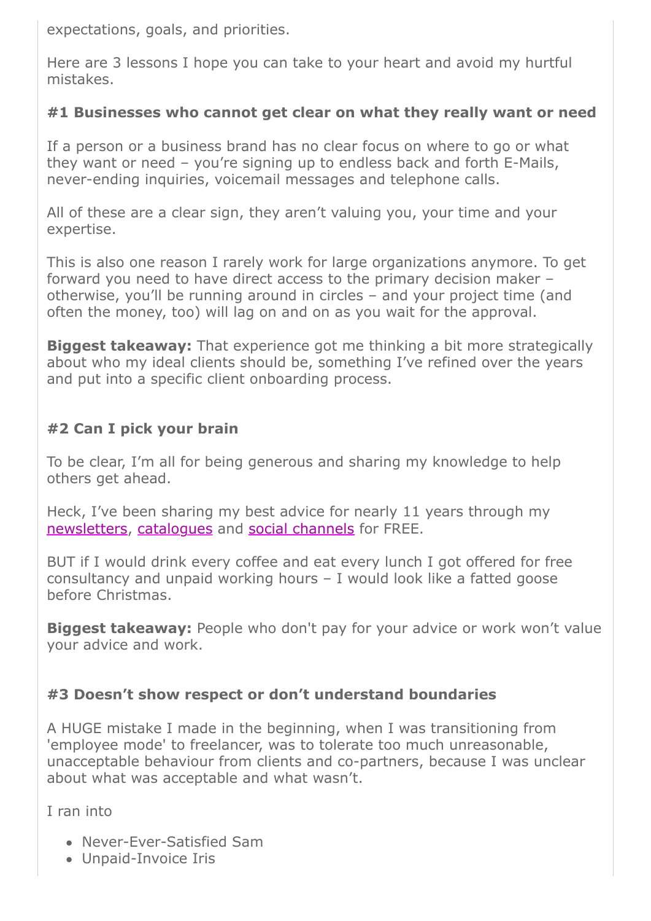expectations, goals, and priorities.

Here are 3 lessons I hope you can take to your heart and avoid my hurtful mistakes.

### #1 Businesses who cannot get clear on what they really want or need

If a person or a business brand has no clear focus on where to go or what they want or need – you're signing up to endless back and forth E-Mails, never-ending inquiries, voicemail messages and telephone calls.

All of these are a clear sign, they aren't valuing you, your time and your expertise.

This is also one reason I rarely work for large organizations anymore. To get forward you need to have direct access to the primary decision maker – otherwise, you'll be running around in circles – and your project time (and often the money, too) will lag on and on as you wait for the approval.

**Biggest takeaway:** That experience got me thinking a bit more strategically about who my ideal clients should be, something I've refined over the years and put into a specific client onboarding process.

### #2 Can I pick your brain

To be clear, I'm all for being generous and sharing my knowledge to help others get ahead.

Heck, I've been sharing my best advice for nearly 11 years through my newsletters, catalogues and social channels for FREE.

BUT if I would drink every coffee and eat every lunch I got offered for free consultancy and unpaid working hours – I would look like a fatted goose before Christmas.

**Biggest takeaway:** People who don't pay for your advice or work won't value your advice and work.

### #3 Doesn't show respect or don't understand boundaries

A HUGE mistake I made in the beginning, when I was transitioning from 'employee mode' to freelancer, was to tolerate too much unreasonable, unacceptable behaviour from clients and co-partners, because I was unclear about what was acceptable and what wasn't.

I ran into

- Never-Ever-Satisfied Sam
- Unpaid-Invoice Iris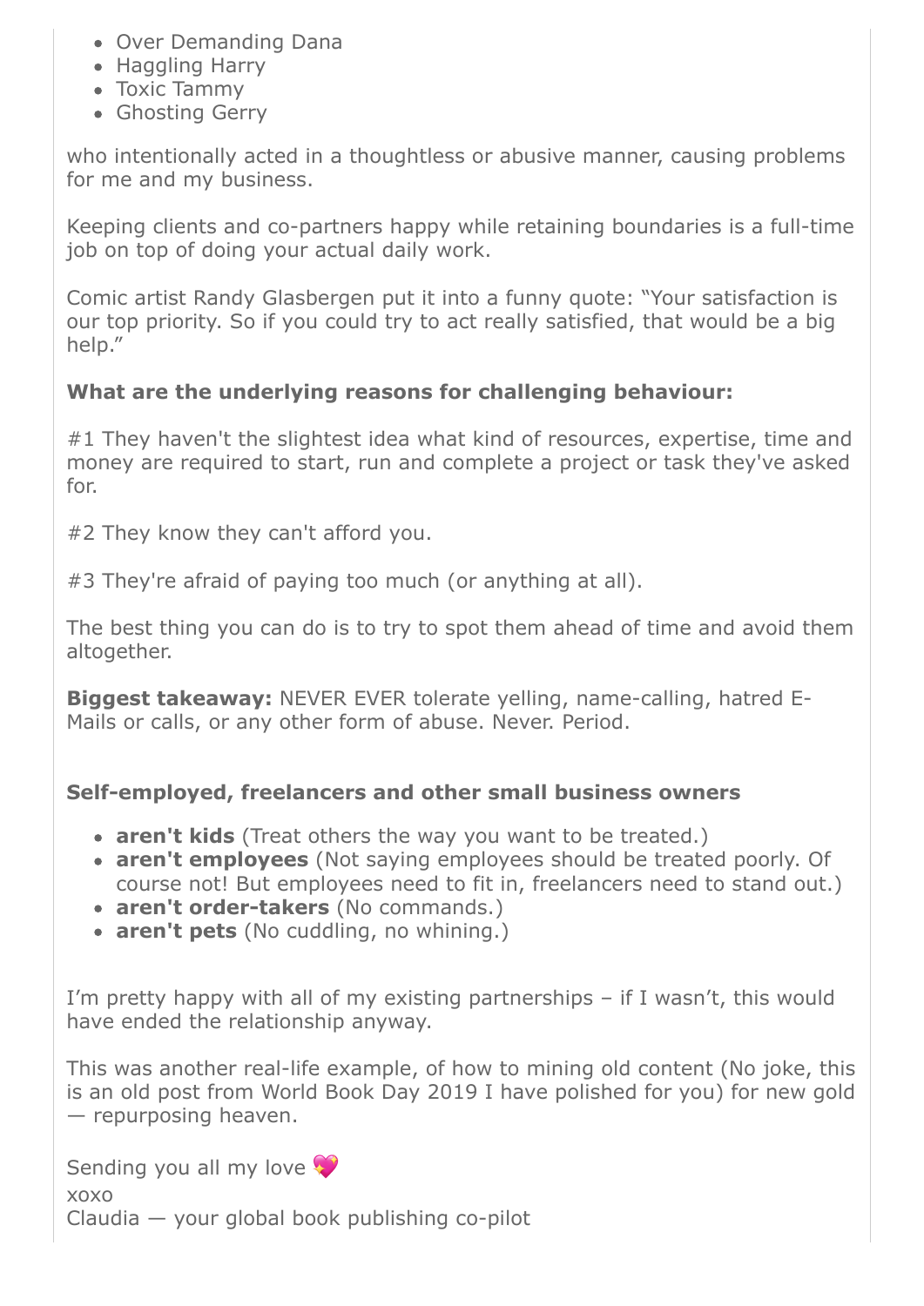- Over Demanding Dana
- Haggling Harry
- Toxic Tammy
- Ghosting Gerry

who intentionally acted in a thoughtless or abusive manner, causing problems for me and my business.

Keeping clients and co-partners happy while retaining boundaries is a full-time job on top of doing your actual daily work.

Comic artist Randy Glasbergen put it into a funny quote: "Your satisfaction is our top priority. So if you could try to act really satisfied, that would be a big help."

**What are the underlying reasons for challenging behaviour:**

#1 They haven't the slightest idea what kind of resources, expertise, time and money are required to start, run and complete a project or task they've asked for.

#2 They know they can't afford you.

#3 They're afraid of paying too much (or anything at all).

The best thing you can do is to try to spot them ahead of time and avoid them altogether.

**Biggest takeaway:** NEVER EVER tolerate yelling, name-calling, hatred E-Mails or calls, or any other form of abuse. Never. Period.

**Self-employed, freelancers and other small business owners**

- **aren't kids** (Treat others the way you want to be treated.)
- **aren't employees** (Not saying employees should be treated poorly. Of course not! But employees need to fit in, freelancers need to stand out.)
- **aren't order-takers** (No commands.)
- **aren't pets** (No cuddling, no whining.)

I'm pretty happy with all of my existing partnerships – if I wasn't, this would have ended the relationship anyway.

This was another real-life example, of how to mining old content (No joke, this is an old post from World Book Day 2019 I have polished for you) for new gold — repurposing heaven.

Sending you all my love 💖
xoxo
Claudia — your global book publishing co-pilot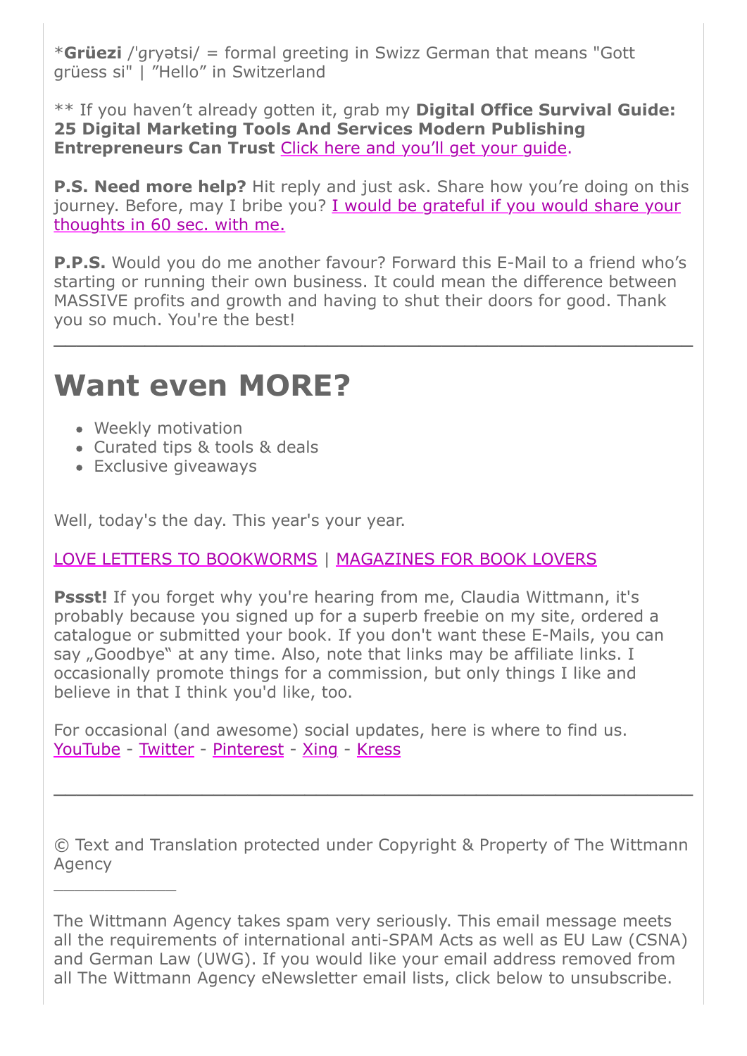***Grüezi** /ˈɡryətsi/ = formal greeting in Swizz German that means "Gott grüess si" | "Hello" in Switzerland

** If you haven't already gotten it, grab my **Digital Office Survival Guide: 25 Digital Marketing Tools And Services Modern Publishing Entrepreneurs Can Trust** Click here and you'll get your guide.

**P.S. Need more help?** Hit reply and just ask. Share how you're doing on this journey. Before, may I bribe you? I would be grateful if you would share your thoughts in 60 sec. with me.

**P.P.S.** Would you do me another favour? Forward this E-Mail to a friend who's starting or running their own business. It could mean the difference between MASSIVE profits and growth and having to shut their doors for good. Thank you so much. You're the best!

---

# Want even MORE?

- Weekly motivation
- Curated tips & tools & deals
- Exclusive giveaways

Well, today's the day. This year's your year.

LOVE LETTERS TO BOOKWORMS | MAGAZINES FOR BOOK LOVERS

**Pssst!** If you forget why you're hearing from me, Claudia Wittmann, it's probably because you signed up for a superb freebie on my site, ordered a catalogue or submitted your book. If you don't want these E-Mails, you can say „Goodbye" at any time. Also, note that links may be affiliate links. I occasionally promote things for a commission, but only things I like and believe in that I think you'd like, too.

For occasional (and awesome) social updates, here is where to find us. YouTube - Twitter - Pinterest - Xing - Kress

---

© Text and Translation protected under Copyright & Property of The Wittmann Agency

---

The Wittmann Agency takes spam very seriously. This email message meets all the requirements of international anti-SPAM Acts as well as EU Law (CSNA) and German Law (UWG). If you would like your email address removed from all The Wittmann Agency eNewsletter email lists, click below to unsubscribe.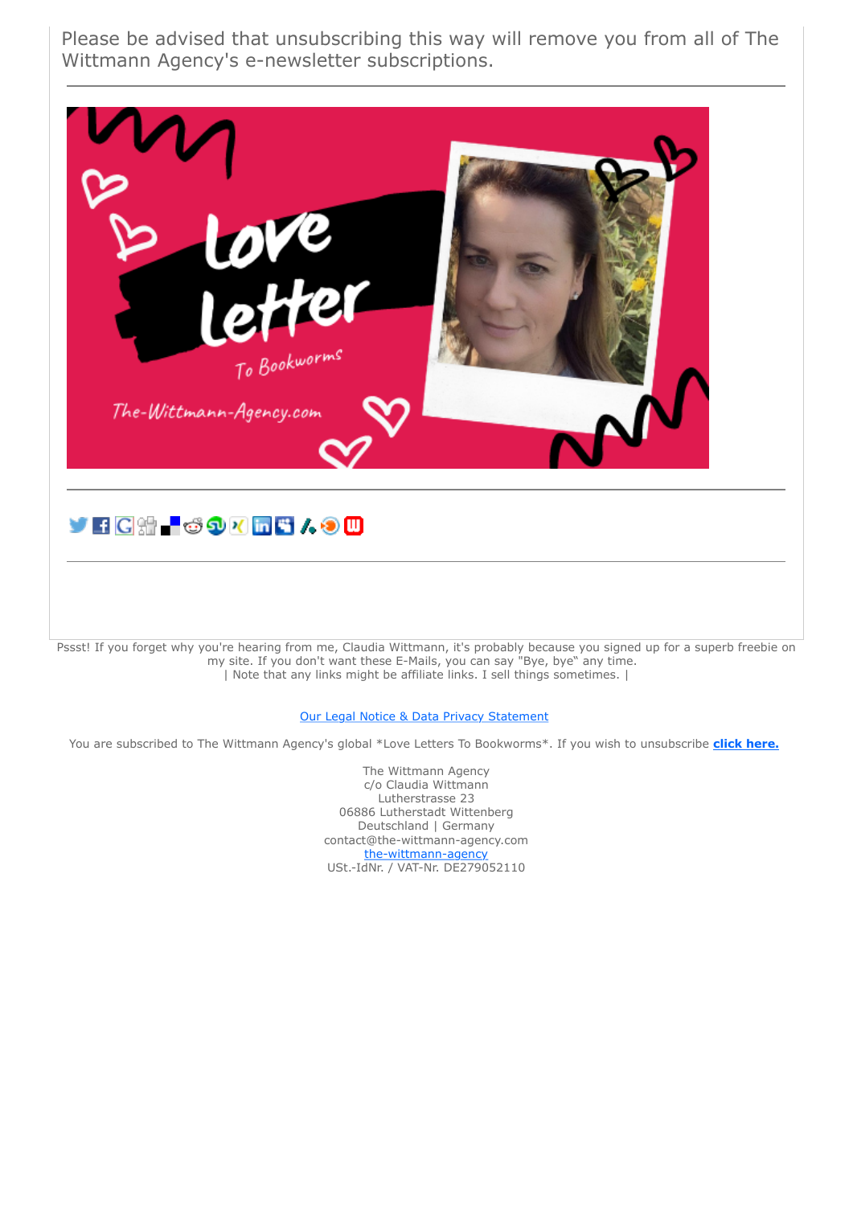Please be advised that unsubscribing this way will remove you from all of The Wittmann Agency's e-newsletter subscriptions.

---

---

---

Pssst! If you forget why you're hearing from me, Claudia Wittmann, it's probably because you signed up for a superb freebie on my site. If you don't want these E-Mails, you can say "Bye, bye�much" any time.
| Note that any links might be affiliate links. I sell things sometimes. |

Our Legal Notice & Data Privacy Statement

You are subscribed to The Wittmann Agency's global *Love Letters To Bookworms*. If you wish to unsubscribe **click here.**

The Wittmann Agency
c/o Claudia Wittmann
Lutherstrasse 23
06886 Lutherstadt Wittenberg
Deutschland | Germany
contact@the-wittmann-agency.com
the-wittmann-agency
USt.-IdNr. / VAT-Nr. DE279052110